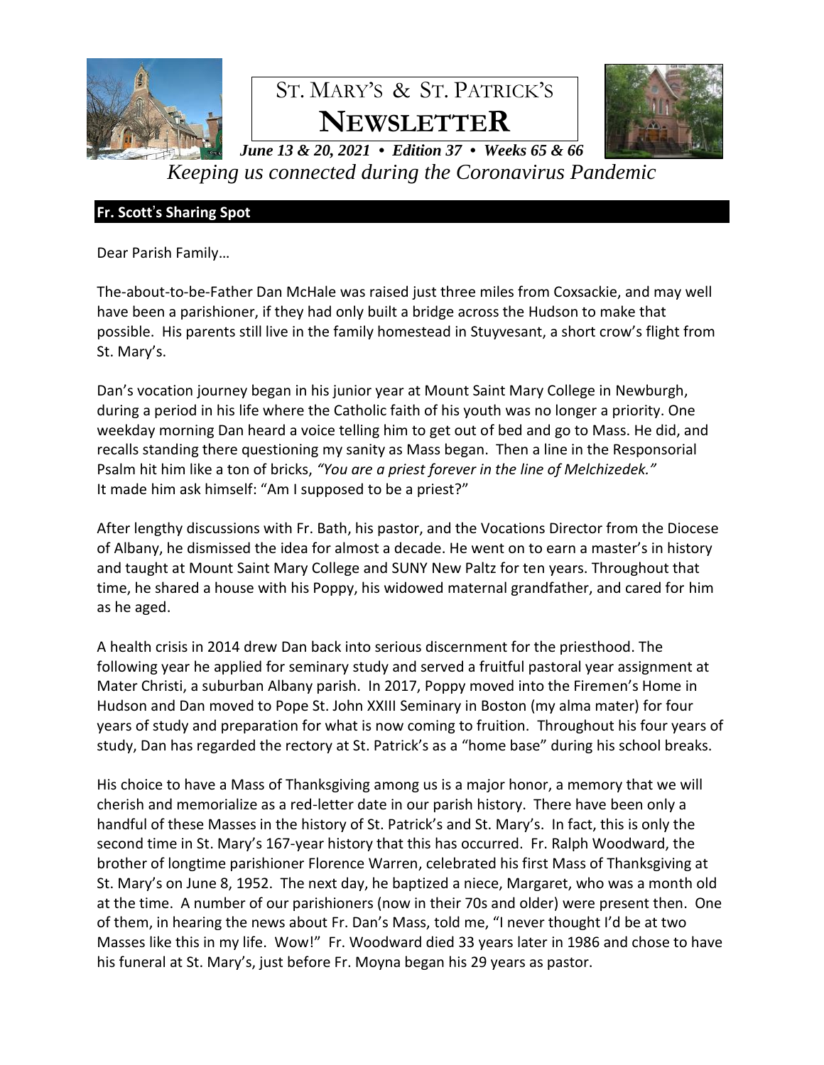# ST. MARY'S & ST. PATRICK'S NEWSLETTER

***June 13 & 20, 2021 • Edition 37 • Weeks 65 & 66***

*Keeping us connected during the Coronavirus Pandemic*

## Fr. Scott's Sharing Spot

Dear Parish Family…

The-about-to-be-Father Dan McHale was raised just three miles from Coxsackie, and may well have been a parishioner, if they had only built a bridge across the Hudson to make that possible. His parents still live in the family homestead in Stuyvesant, a short crow's flight from St. Mary's.

Dan's vocation journey began in his junior year at Mount Saint Mary College in Newburgh, during a period in his life where the Catholic faith of his youth was no longer a priority. One weekday morning Dan heard a voice telling him to get out of bed and go to Mass. He did, and recalls standing there questioning my sanity as Mass began. Then a line in the Responsorial Psalm hit him like a ton of bricks, *"You are a priest forever in the line of Melchizedek."* It made him ask himself: "Am I supposed to be a priest?"

After lengthy discussions with Fr. Bath, his pastor, and the Vocations Director from the Diocese of Albany, he dismissed the idea for almost a decade. He went on to earn a master's in history and taught at Mount Saint Mary College and SUNY New Paltz for ten years. Throughout that time, he shared a house with his Poppy, his widowed maternal grandfather, and cared for him as he aged.

A health crisis in 2014 drew Dan back into serious discernment for the priesthood. The following year he applied for seminary study and served a fruitful pastoral year assignment at Mater Christi, a suburban Albany parish. In 2017, Poppy moved into the Firemen's Home in Hudson and Dan moved to Pope St. John XXIII Seminary in Boston (my alma mater) for four years of study and preparation for what is now coming to fruition. Throughout his four years of study, Dan has regarded the rectory at St. Patrick's as a "home base" during his school breaks.

His choice to have a Mass of Thanksgiving among us is a major honor, a memory that we will cherish and memorialize as a red-letter date in our parish history. There have been only a handful of these Masses in the history of St. Patrick's and St. Mary's. In fact, this is only the second time in St. Mary's 167-year history that this has occurred. Fr. Ralph Woodward, the brother of longtime parishioner Florence Warren, celebrated his first Mass of Thanksgiving at St. Mary's on June 8, 1952. The next day, he baptized a niece, Margaret, who was a month old at the time. A number of our parishioners (now in their 70s and older) were present then. One of them, in hearing the news about Fr. Dan's Mass, told me, "I never thought I'd be at two Masses like this in my life. Wow!" Fr. Woodward died 33 years later in 1986 and chose to have his funeral at St. Mary's, just before Fr. Moyna began his 29 years as pastor.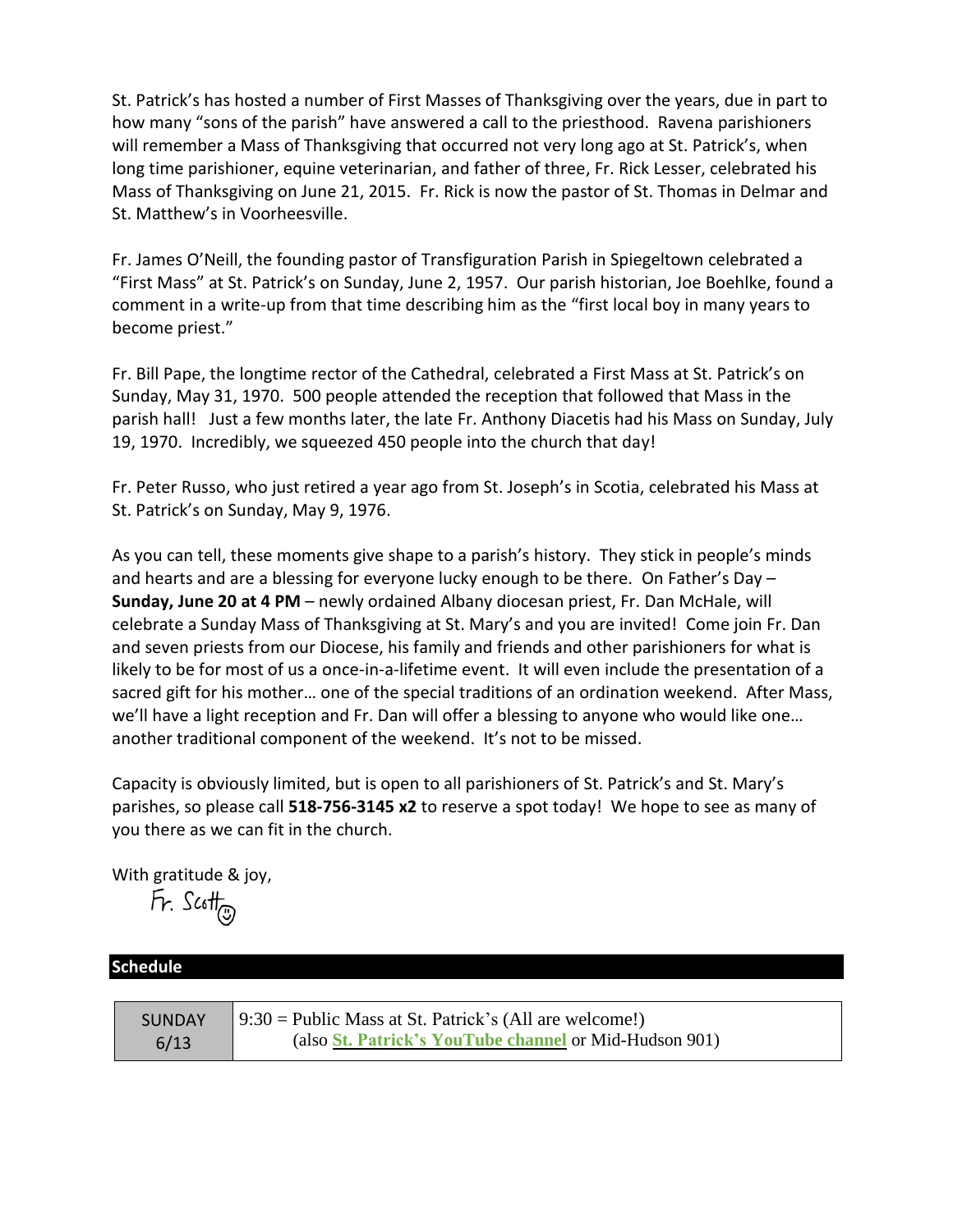St. Patrick's has hosted a number of First Masses of Thanksgiving over the years, due in part to how many "sons of the parish" have answered a call to the priesthood. Ravena parishioners will remember a Mass of Thanksgiving that occurred not very long ago at St. Patrick's, when long time parishioner, equine veterinarian, and father of three, Fr. Rick Lesser, celebrated his Mass of Thanksgiving on June 21, 2015. Fr. Rick is now the pastor of St. Thomas in Delmar and St. Matthew's in Voorheesville.

Fr. James O'Neill, the founding pastor of Transfiguration Parish in Spiegeltown celebrated a "First Mass" at St. Patrick's on Sunday, June 2, 1957. Our parish historian, Joe Boehlke, found a comment in a write-up from that time describing him as the "first local boy in many years to become priest."

Fr. Bill Pape, the longtime rector of the Cathedral, celebrated a First Mass at St. Patrick's on Sunday, May 31, 1970. 500 people attended the reception that followed that Mass in the parish hall! Just a few months later, the late Fr. Anthony Diacetis had his Mass on Sunday, July 19, 1970. Incredibly, we squeezed 450 people into the church that day!

Fr. Peter Russo, who just retired a year ago from St. Joseph's in Scotia, celebrated his Mass at St. Patrick's on Sunday, May 9, 1976.

As you can tell, these moments give shape to a parish's history. They stick in people's minds and hearts and are a blessing for everyone lucky enough to be there. On Father's Day – **Sunday, June 20 at 4 PM** – newly ordained Albany diocesan priest, Fr. Dan McHale, will celebrate a Sunday Mass of Thanksgiving at St. Mary's and you are invited! Come join Fr. Dan and seven priests from our Diocese, his family and friends and other parishioners for what is likely to be for most of us a once-in-a-lifetime event. It will even include the presentation of a sacred gift for his mother… one of the special traditions of an ordination weekend. After Mass, we'll have a light reception and Fr. Dan will offer a blessing to anyone who would like one… another traditional component of the weekend. It's not to be missed.

Capacity is obviously limited, but is open to all parishioners of St. Patrick's and St. Mary's parishes, so please call **518-756-3145 x2** to reserve a spot today! We hope to see as many of you there as we can fit in the church.

With gratitude & joy,

Fr. Scott

## Schedule

| SUNDAY 6/13 | 9:30 = Public Mass at St. Patrick's (All are welcome!) (also **St. Patrick's YouTube channel** or Mid-Hudson 901) |
|---|---|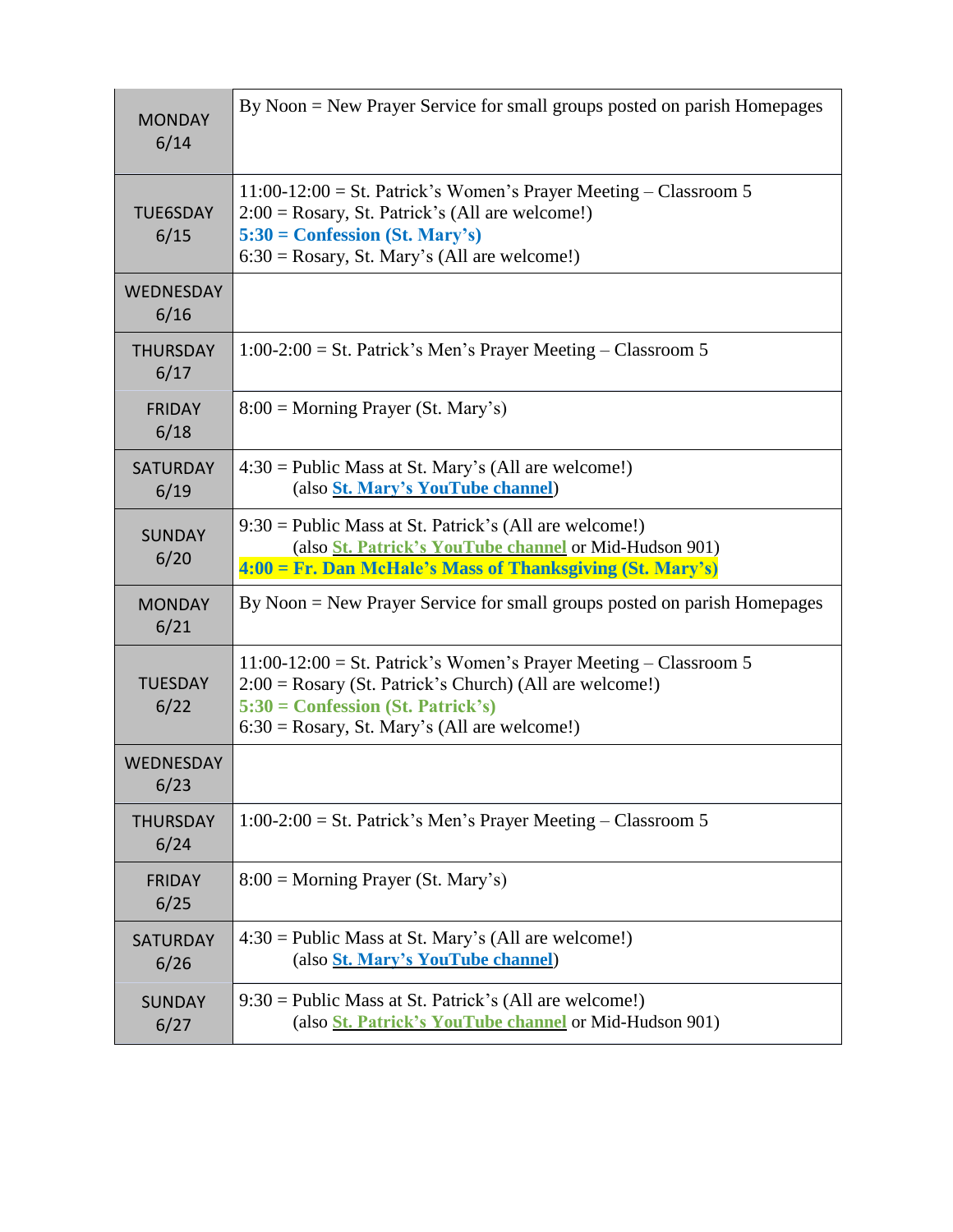| | |
|---|---|
| MONDAY 6/14 | By Noon = New Prayer Service for small groups posted on parish Homepages |
| TUE6SDAY 6/15 | 11:00-12:00 = St. Patrick's Women's Prayer Meeting – Classroom 5<br>2:00 = Rosary, St. Patrick's (All are welcome!)<br>**5:30 = Confession (St. Mary's)**<br>6:30 = Rosary, St. Mary's (All are welcome!) |
| WEDNESDAY 6/16 | |
| THURSDAY 6/17 | 1:00-2:00 = St. Patrick's Men's Prayer Meeting – Classroom 5 |
| FRIDAY 6/18 | 8:00 = Morning Prayer (St. Mary's) |
| SATURDAY 6/19 | 4:30 = Public Mass at St. Mary's (All are welcome!)<br>(also **St. Mary's YouTube channel**) |
| SUNDAY 6/20 | 9:30 = Public Mass at St. Patrick's (All are welcome!)<br>(also **St. Patrick's YouTube channel** or Mid-Hudson 901)<br>**4:00 = Fr. Dan McHale's Mass of Thanksgiving (St. Mary's)** |
| MONDAY 6/21 | By Noon = New Prayer Service for small groups posted on parish Homepages |
| TUESDAY 6/22 | 11:00-12:00 = St. Patrick's Women's Prayer Meeting – Classroom 5<br>2:00 = Rosary (St. Patrick's Church) (All are welcome!)<br>**5:30 = Confession (St. Patrick's)**<br>6:30 = Rosary, St. Mary's (All are welcome!) |
| WEDNESDAY 6/23 | |
| THURSDAY 6/24 | 1:00-2:00 = St. Patrick's Men's Prayer Meeting – Classroom 5 |
| FRIDAY 6/25 | 8:00 = Morning Prayer (St. Mary's) |
| SATURDAY 6/26 | 4:30 = Public Mass at St. Mary's (All are welcome!)<br>(also **St. Mary's YouTube channel**) |
| SUNDAY 6/27 | 9:30 = Public Mass at St. Patrick's (All are welcome!)<br>(also **St. Patrick's YouTube channel** or Mid-Hudson 901) |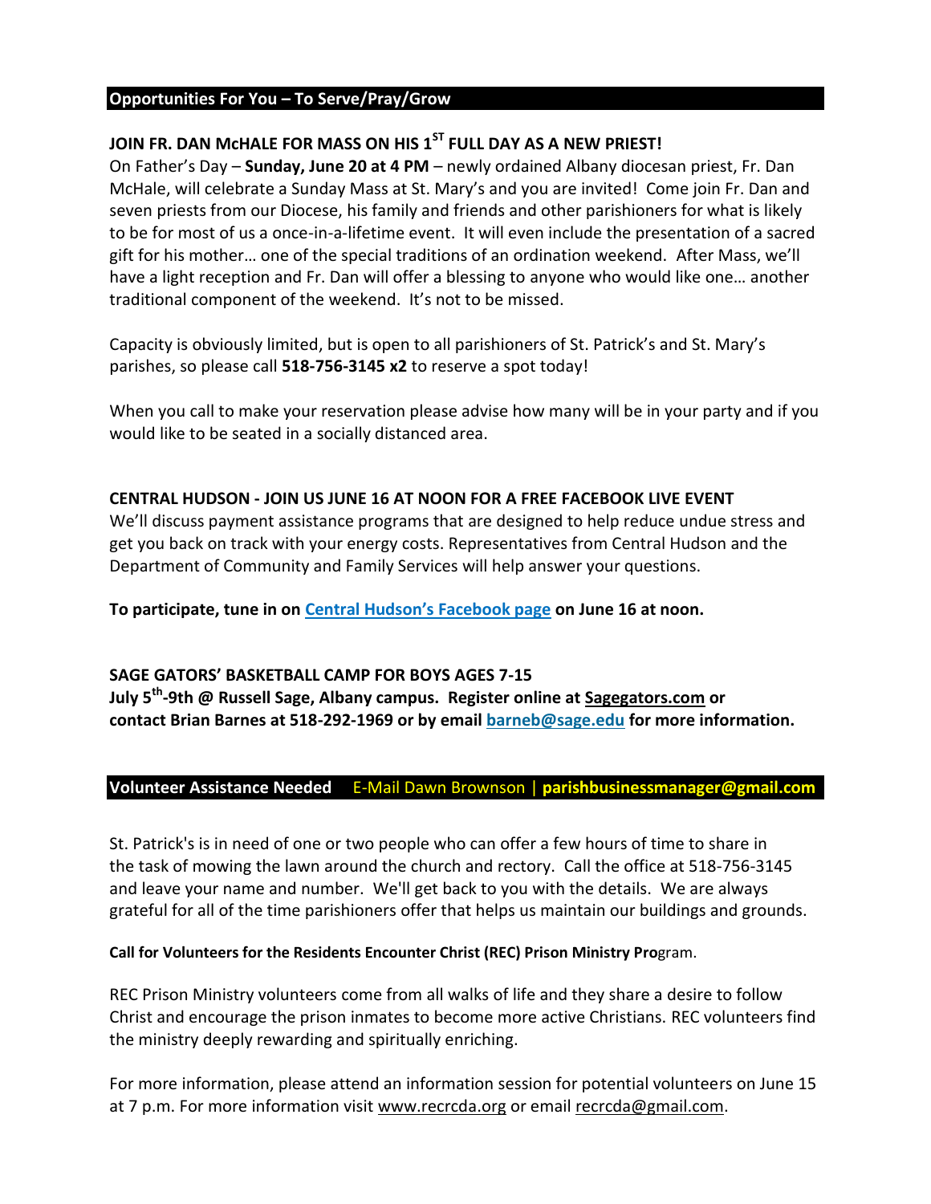## Opportunities For You – To Serve/Pray/Grow

### JOIN FR. DAN McHALE FOR MASS ON HIS 1ST FULL DAY AS A NEW PRIEST!

On Father's Day – **Sunday, June 20 at 4 PM** – newly ordained Albany diocesan priest, Fr. Dan McHale, will celebrate a Sunday Mass at St. Mary's and you are invited! Come join Fr. Dan and seven priests from our Diocese, his family and friends and other parishioners for what is likely to be for most of us a once-in-a-lifetime event. It will even include the presentation of a sacred gift for his mother… one of the special traditions of an ordination weekend. After Mass, we'll have a light reception and Fr. Dan will offer a blessing to anyone who would like one… another traditional component of the weekend. It's not to be missed.

Capacity is obviously limited, but is open to all parishioners of St. Patrick's and St. Mary's parishes, so please call **518-756-3145 x2** to reserve a spot today!

When you call to make your reservation please advise how many will be in your party and if you would like to be seated in a socially distanced area.

### CENTRAL HUDSON - JOIN US JUNE 16 AT NOON FOR A FREE FACEBOOK LIVE EVENT

We'll discuss payment assistance programs that are designed to help reduce undue stress and get you back on track with your energy costs. Representatives from Central Hudson and the Department of Community and Family Services will help answer your questions.

**To participate, tune in on Central Hudson's Facebook page on June 16 at noon.**

### SAGE GATORS' BASKETBALL CAMP FOR BOYS AGES 7-15

**July 5th-9th @ Russell Sage, Albany campus. Register online at Sagegators.com or contact Brian Barnes at 518-292-1969 or by email barneb@sage.edu for more information.**

## Volunteer Assistance Needed E-Mail Dawn Brownson | parishbusinessmanager@gmail.com

St. Patrick's is in need of one or two people who can offer a few hours of time to share in the task of mowing the lawn around the church and rectory. Call the office at 518-756-3145 and leave your name and number. We'll get back to you with the details. We are always grateful for all of the time parishioners offer that helps us maintain our buildings and grounds.

**Call for Volunteers for the Residents Encounter Christ (REC) Prison Ministry Pro**gram.

REC Prison Ministry volunteers come from all walks of life and they share a desire to follow Christ and encourage the prison inmates to become more active Christians. REC volunteers find the ministry deeply rewarding and spiritually enriching.

For more information, please attend an information session for potential volunteers on June 15 at 7 p.m. For more information visit www.recrcda.org or email recrcda@gmail.com.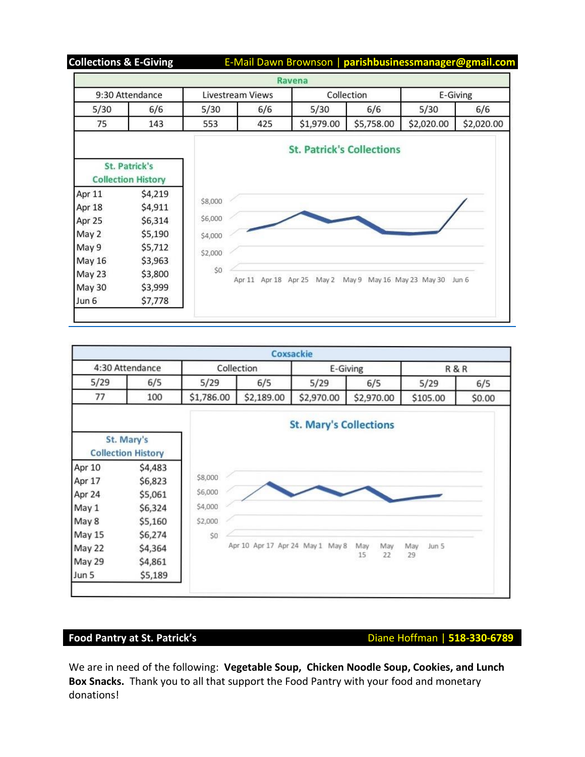## Collections & E-Giving

E-Mail Dawn Brownson | **parishbusinessmanager@gmail.com**

| Ravena | | | | | | | |
|---|---|---|---|---|---|---|---|
| 9:30 Attendance | | Livestream Views | | Collection | | E-Giving | |
| 5/30 | 6/6 | 5/30 | 6/6 | 5/30 | 6/6 | 5/30 | 6/6 |
| 75 | 143 | 553 | 425 | $1,979.00 | $5,758.00 | $2,020.00 | $2,020.00 |

| St. Patrick's Collection History | |
|---|---|
| Apr 11 | $4,219 |
| Apr 18 | $4,911 |
| Apr 25 | $6,314 |
| May 2 | $5,190 |
| May 9 | $5,712 |
| May 16 | $3,963 |
| May 23 | $3,800 |
| May 30 | $3,999 |
| Jun 6 | $7,778 |

**St. Patrick's Collections**

| Coxsackie | | | | | | | |
|---|---|---|---|---|---|---|---|
| 4:30 Attendance | | Collection | | E-Giving | | R & R | |
| 5/29 | 6/5 | 5/29 | 6/5 | 5/29 | 6/5 | 5/29 | 6/5 |
| 77 | 100 | $1,786.00 | $2,189.00 | $2,970.00 | $2,970.00 | $105.00 | $0.00 |

| St. Mary's Collection History | |
|---|---|
| Apr 10 | $4,483 |
| Apr 17 | $6,823 |
| Apr 24 | $5,061 |
| May 1 | $6,324 |
| May 8 | $5,160 |
| May 15 | $6,274 |
| May 22 | $4,364 |
| May 29 | $4,861 |
| Jun 5 | $5,189 |

**St. Mary's Collections**

## Food Pantry at St. Patrick's

Diane Hoffman | **518-330-6789**

We are in need of the following: **Vegetable Soup, Chicken Noodle Soup, Cookies, and Lunch Box Snacks.** Thank you to all that support the Food Pantry with your food and monetary donations!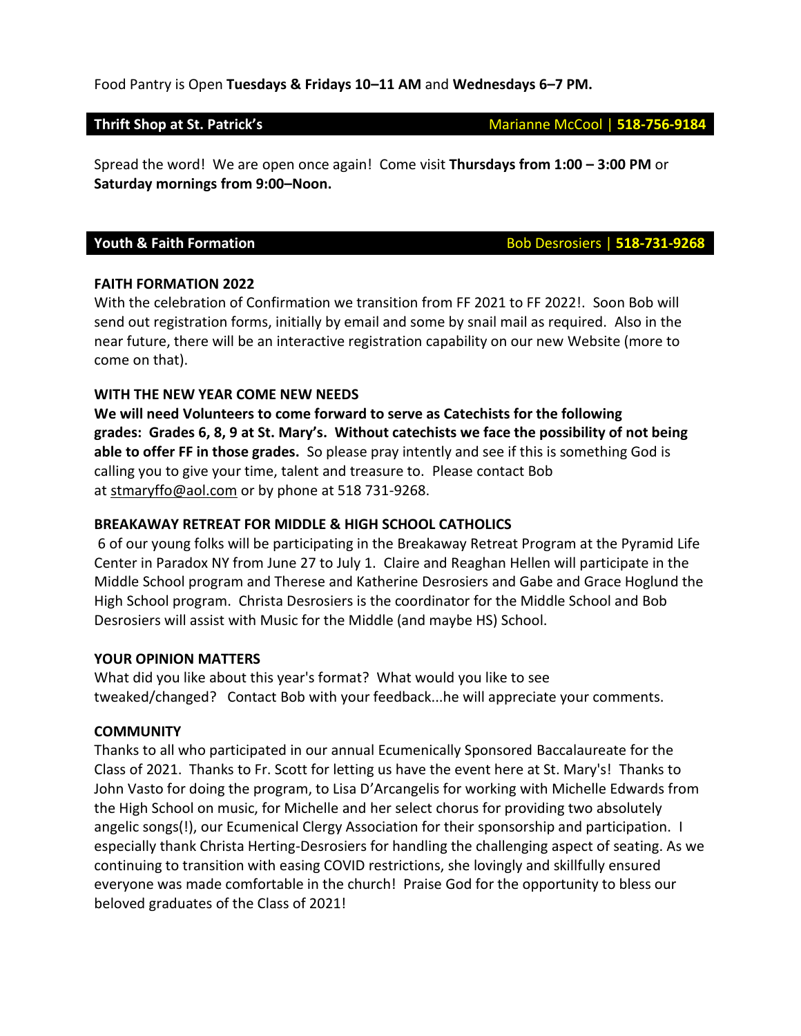Food Pantry is Open **Tuesdays & Fridays 10–11 AM** and **Wednesdays 6–7 PM.**

## Thrift Shop at St. Patrick's — Marianne McCool | **518-756-9184**

Spread the word! We are open once again! Come visit **Thursdays from 1:00 – 3:00 PM** or **Saturday mornings from 9:00–Noon.**

## Youth & Faith Formation — Bob Desrosiers | **518-731-9268**

**FAITH FORMATION 2022**

With the celebration of Confirmation we transition from FF 2021 to FF 2022!. Soon Bob will send out registration forms, initially by email and some by snail mail as required. Also in the near future, there will be an interactive registration capability on our new Website (more to come on that).

**WITH THE NEW YEAR COME NEW NEEDS**

**We will need Volunteers to come forward to serve as Catechists for the following grades: Grades 6, 8, 9 at St. Mary's. Without catechists we face the possibility of not being able to offer FF in those grades.** So please pray intently and see if this is something God is calling you to give your time, talent and treasure to. Please contact Bob at stmaryffo@aol.com or by phone at 518 731-9268.

**BREAKAWAY RETREAT FOR MIDDLE & HIGH SCHOOL CATHOLICS**

6 of our young folks will be participating in the Breakaway Retreat Program at the Pyramid Life Center in Paradox NY from June 27 to July 1. Claire and Reaghan Hellen will participate in the Middle School program and Therese and Katherine Desrosiers and Gabe and Grace Hoglund the High School program. Christa Desrosiers is the coordinator for the Middle School and Bob Desrosiers will assist with Music for the Middle (and maybe HS) School.

**YOUR OPINION MATTERS**

What did you like about this year's format? What would you like to see tweaked/changed? Contact Bob with your feedback...he will appreciate your comments.

**COMMUNITY**

Thanks to all who participated in our annual Ecumenically Sponsored Baccalaureate for the Class of 2021. Thanks to Fr. Scott for letting us have the event here at St. Mary's! Thanks to John Vasto for doing the program, to Lisa D'Arcangelis for working with Michelle Edwards from the High School on music, for Michelle and her select chorus for providing two absolutely angelic songs(!), our Ecumenical Clergy Association for their sponsorship and participation. I especially thank Christa Herting-Desrosiers for handling the challenging aspect of seating. As we continuing to transition with easing COVID restrictions, she lovingly and skillfully ensured everyone was made comfortable in the church! Praise God for the opportunity to bless our beloved graduates of the Class of 2021!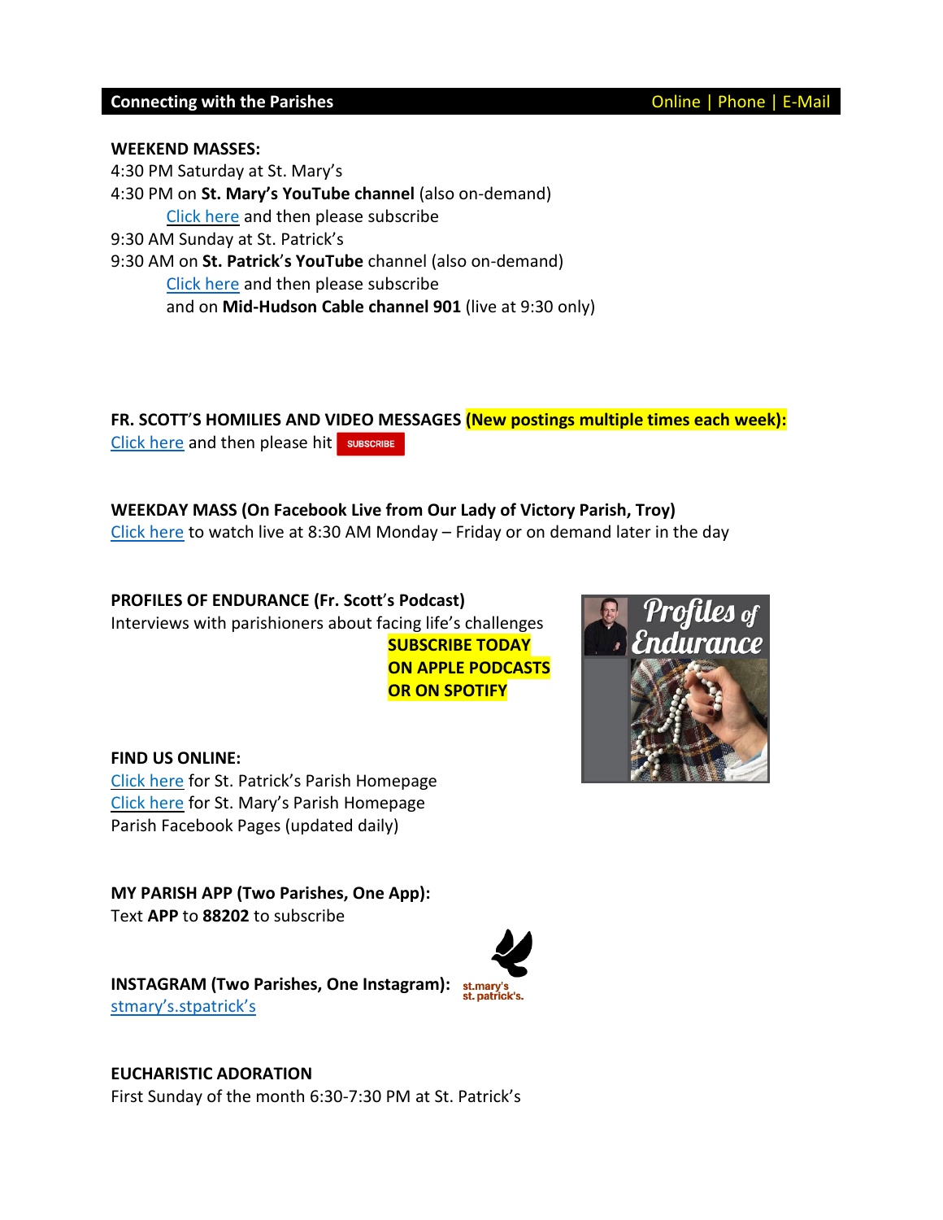## Connecting with the Parishes

Online | Phone | E-Mail

**WEEKEND MASSES:**

4:30 PM Saturday at St. Mary's

4:30 PM on **St. Mary's YouTube channel** (also on-demand)

Click here and then please subscribe

9:30 AM Sunday at St. Patrick's

9:30 AM on **St. Patrick's YouTube** channel (also on-demand)

Click here and then please subscribe

and on **Mid-Hudson Cable channel 901** (live at 9:30 only)

**FR. SCOTT'S HOMILIES AND VIDEO MESSAGES (New postings multiple times each week):**

Click here and then please hit SUBSCRIBE

**WEEKDAY MASS (On Facebook Live from Our Lady of Victory Parish, Troy)**

Click here to watch live at 8:30 AM Monday – Friday or on demand later in the day

**PROFILES OF ENDURANCE (Fr. Scott's Podcast)**

Interviews with parishioners about facing life's challenges

**SUBSCRIBE TODAY ON APPLE PODCASTS OR ON SPOTIFY**

**FIND US ONLINE:**

Click here for St. Patrick's Parish Homepage

Click here for St. Mary's Parish Homepage

Parish Facebook Pages (updated daily)

**MY PARISH APP (Two Parishes, One App):**

Text **APP** to **88202** to subscribe

**INSTAGRAM (Two Parishes, One Instagram):**

stmary's.stpatrick's

**EUCHARISTIC ADORATION**

First Sunday of the month 6:30-7:30 PM at St. Patrick's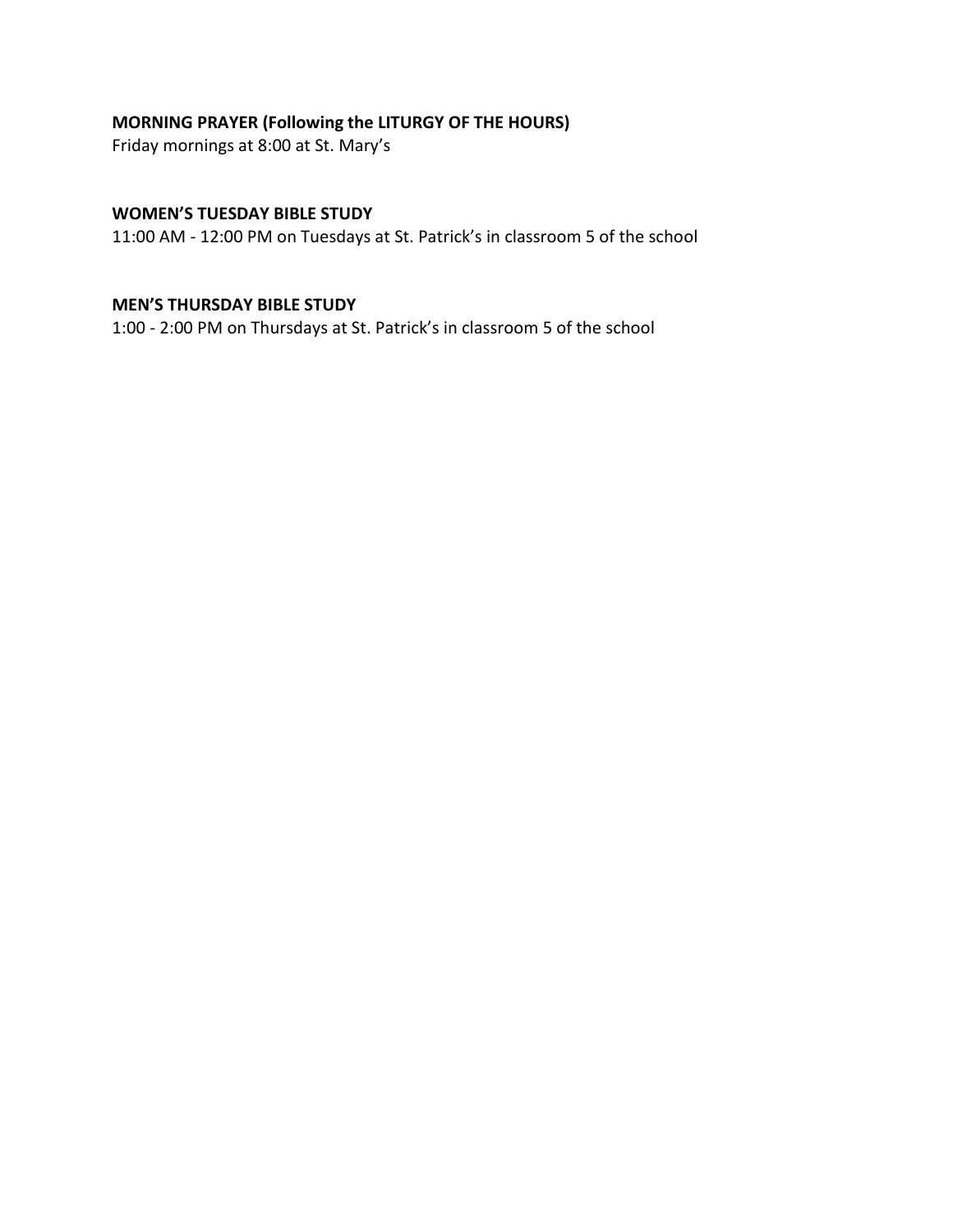**MORNING PRAYER (Following the LITURGY OF THE HOURS)**
Friday mornings at 8:00 at St. Mary's

**WOMEN'S TUESDAY BIBLE STUDY**
11:00 AM - 12:00 PM on Tuesdays at St. Patrick's in classroom 5 of the school

**MEN'S THURSDAY BIBLE STUDY**
1:00 - 2:00 PM on Thursdays at St. Patrick's in classroom 5 of the school